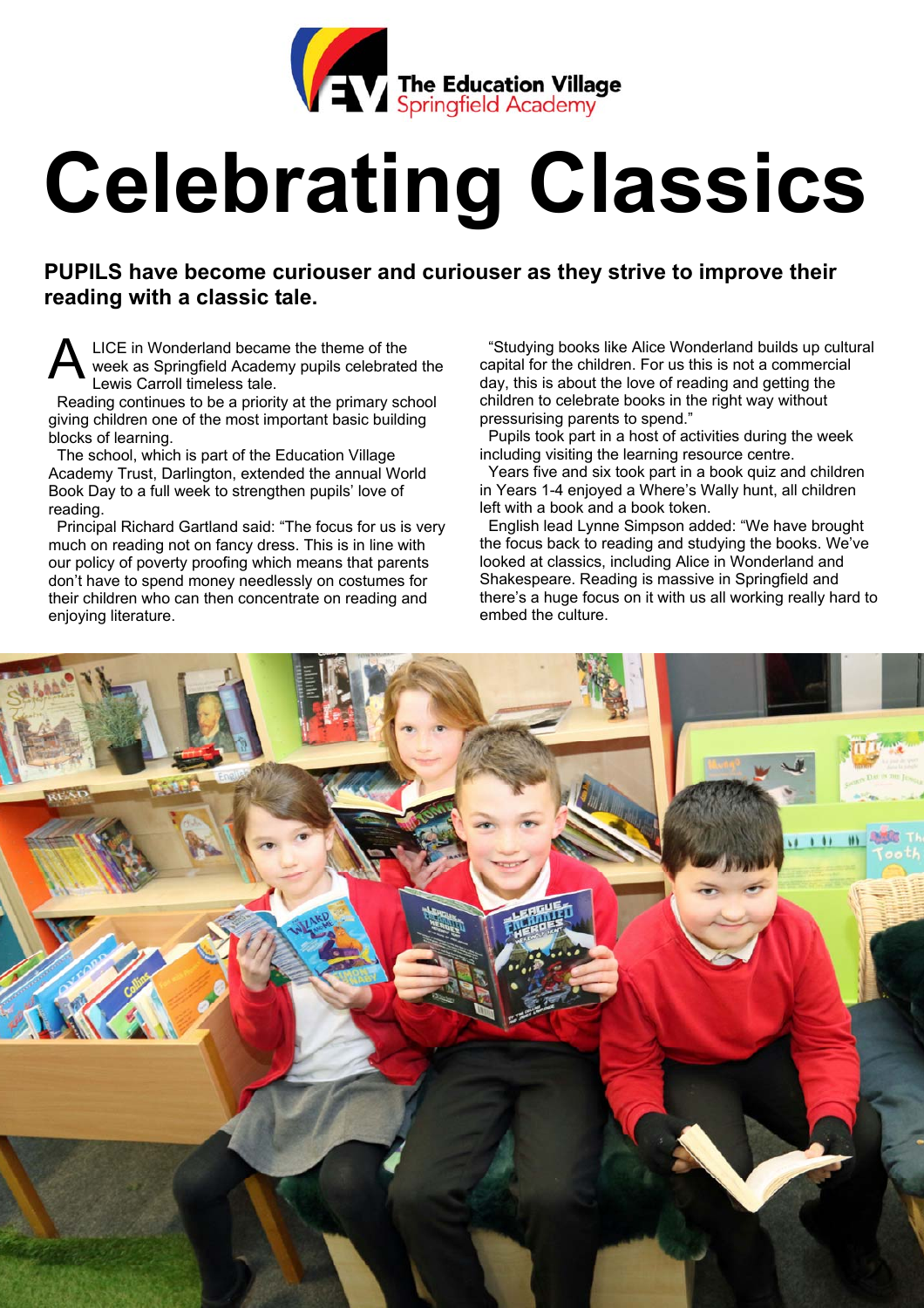The Education Village
Springfield Academy

# Celebrating Classics

**PUPILS have become curiouser and curiouser as they strive to improve their reading with a classic tale.**

ALICE in Wonderland became the theme of the week as Springfield Academy pupils celebrated the Lewis Carroll timeless tale.

Reading continues to be a priority at the primary school giving children one of the most important basic building blocks of learning.

The school, which is part of the Education Village Academy Trust, Darlington, extended the annual World Book Day to a full week to strengthen pupils' love of reading.

Principal Richard Gartland said: "The focus for us is very much on reading not on fancy dress. This is in line with our policy of poverty proofing which means that parents don't have to spend money needlessly on costumes for their children who can then concentrate on reading and enjoying literature.

"Studying books like Alice Wonderland builds up cultural capital for the children. For us this is not a commercial day, this is about the love of reading and getting the children to celebrate books in the right way without pressurising parents to spend."

Pupils took part in a host of activities during the week including visiting the learning resource centre.

Years five and six took part in a book quiz and children in Years 1-4 enjoyed a Where's Wally hunt, all children left with a book and a book token.

English lead Lynne Simpson added: "We have brought the focus back to reading and studying the books. We've looked at classics, including Alice in Wonderland and Shakespeare. Reading is massive in Springfield and there's a huge focus on it with us all working really hard to embed the culture.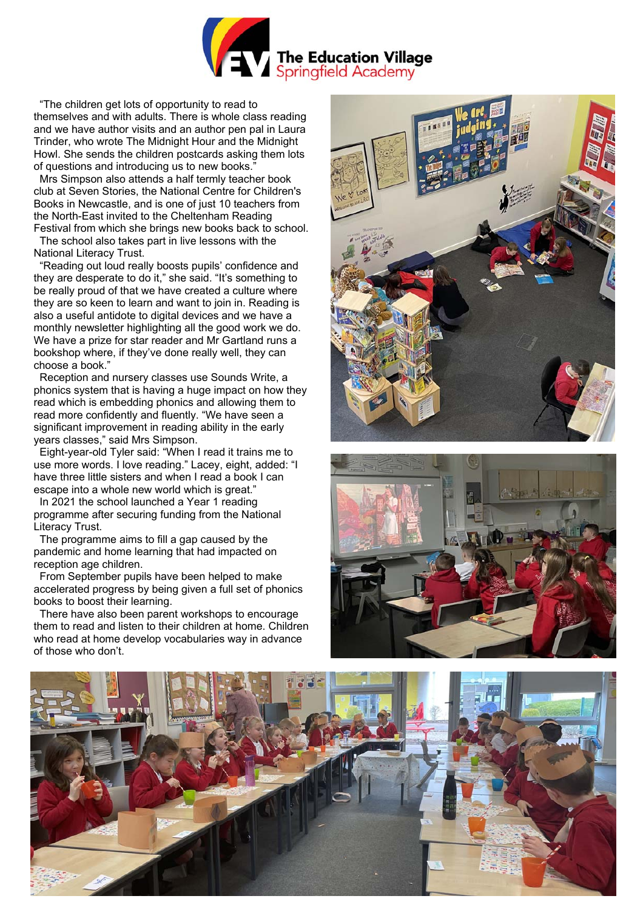The Education Village
Springfield Academy

"The children get lots of opportunity to read to themselves and with adults. There is whole class reading and we have author visits and an author pen pal in Laura Trinder, who wrote The Midnight Hour and the Midnight Howl. She sends the children postcards asking them lots of questions and introducing us to new books."

Mrs Simpson also attends a half termly teacher book club at Seven Stories, the National Centre for Children's Books in Newcastle, and is one of just 10 teachers from the North-East invited to the Cheltenham Reading Festival from which she brings new books back to school.

The school also takes part in live lessons with the National Literacy Trust.

"Reading out loud really boosts pupils' confidence and they are desperate to do it," she said. "It's something to be really proud of that we have created a culture where they are so keen to learn and want to join in. Reading is also a useful antidote to digital devices and we have a monthly newsletter highlighting all the good work we do. We have a prize for star reader and Mr Gartland runs a bookshop where, if they've done really well, they can choose a book."

Reception and nursery classes use Sounds Write, a phonics system that is having a huge impact on how they read which is embedding phonics and allowing them to read more confidently and fluently. "We have seen a significant improvement in reading ability in the early years classes," said Mrs Simpson.

Eight-year-old Tyler said: "When I read it trains me to use more words. I love reading." Lacey, eight, added: "I have three little sisters and when I read a book I can escape into a whole new world which is great."

In 2021 the school launched a Year 1 reading programme after securing funding from the National Literacy Trust.

The programme aims to fill a gap caused by the pandemic and home learning that had impacted on reception age children.

From September pupils have been helped to make accelerated progress by being given a full set of phonics books to boost their learning.

There have also been parent workshops to encourage them to read and listen to their children at home. Children who read at home develop vocabularies way in advance of those who don't.